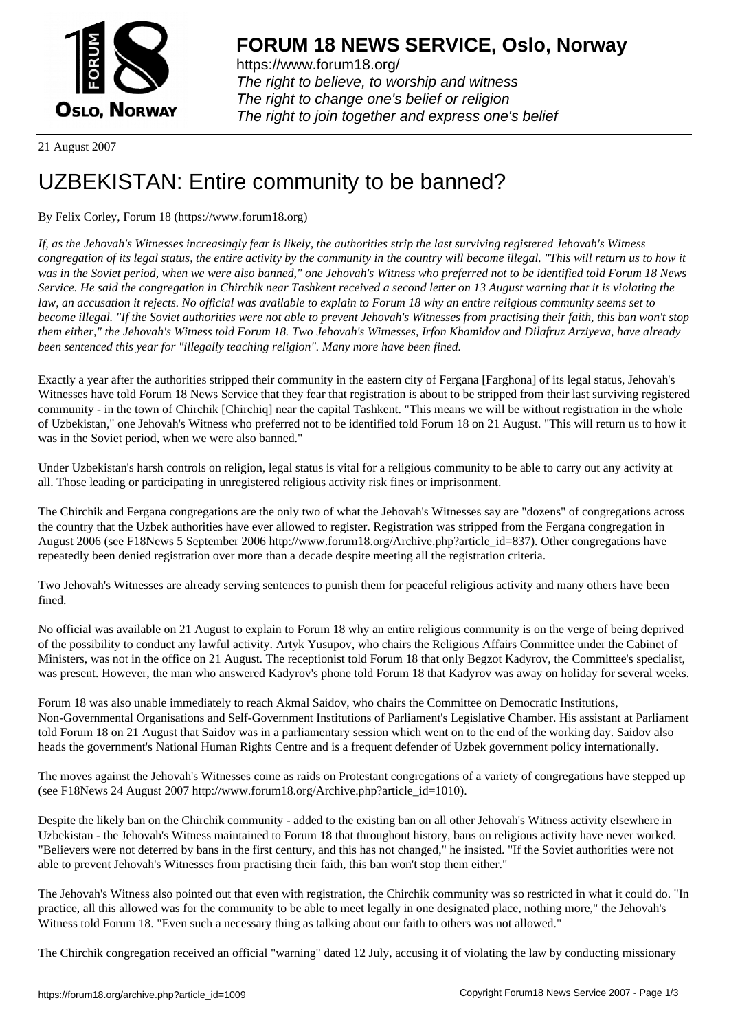21 August 2007

# UZBEKISTAN: Entire community to be banned?

By Felix Corley, Forum 18 (https://www.forum18.org)

*If, as the Jehovah's Witnesses increasingly fear is likely, the authorities strip the last surviving registered Jehovah's Witness congregation of its legal status, the entire activity by the community in the country will become illegal. "This will return us to how it was in the Soviet period, when we were also banned," one Jehovah's Witness who preferred not to be identified told Forum 18 News Service. He said the congregation in Chirchik near Tashkent received a second letter on 13 August warning that it is violating the law, an accusation it rejects. No official was available to explain to Forum 18 why an entire religious community seems set to become illegal. "If the Soviet authorities were not able to prevent Jehovah's Witnesses from practising their faith, this ban won't stop them either," the Jehovah's Witness told Forum 18. Two Jehovah's Witnesses, Irfon Khamidov and Dilafruz Arziyeva, have already been sentenced this year for "illegally teaching religion". Many more have been fined.*

Exactly a year after the authorities stripped their community in the eastern city of Fergana [Farghona] of its legal status, Jehovah's Witnesses have told Forum 18 News Service that they fear that registration is about to be stripped from their last surviving registered community - in the town of Chirchik [Chirchiq] near the capital Tashkent. "This means we will be without registration in the whole of Uzbekistan," one Jehovah's Witness who preferred not to be identified told Forum 18 on 21 August. "This will return us to how it was in the Soviet period, when we were also banned."

Under Uzbekistan's harsh controls on religion, legal status is vital for a religious community to be able to carry out any activity at all. Those leading or participating in unregistered religious activity risk fines or imprisonment.

The Chirchik and Fergana congregations are the only two of what the Jehovah's Witnesses say are "dozens" of congregations across the country that the Uzbek authorities have ever allowed to register. Registration was stripped from the Fergana congregation in August 2006 (see F18News 5 September 2006 http://www.forum18.org/Archive.php?article_id=837). Other congregations have repeatedly been denied registration over more than a decade despite meeting all the registration criteria.

Two Jehovah's Witnesses are already serving sentences to punish them for peaceful religious activity and many others have been fined.

No official was available on 21 August to explain to Forum 18 why an entire religious community is on the verge of being deprived of the possibility to conduct any lawful activity. Artyk Yusupov, who chairs the Religious Affairs Committee under the Cabinet of Ministers, was not in the office on 21 August. The receptionist told Forum 18 that only Begzot Kadyrov, the Committee's specialist, was present. However, the man who answered Kadyrov's phone told Forum 18 that Kadyrov was away on holiday for several weeks.

Forum 18 was also unable immediately to reach Akmal Saidov, who chairs the Committee on Democratic Institutions, Non-Governmental Organisations and Self-Government Institutions of Parliament's Legislative Chamber. His assistant at Parliament told Forum 18 on 21 August that Saidov was in a parliamentary session which went on to the end of the working day. Saidov also heads the government's National Human Rights Centre and is a frequent defender of Uzbek government policy internationally.

The moves against the Jehovah's Witnesses come as raids on Protestant congregations of a variety of congregations have stepped up (see F18News 24 August 2007 http://www.forum18.org/Archive.php?article_id=1010).

Despite the likely ban on the Chirchik community - added to the existing ban on all other Jehovah's Witness activity elsewhere in Uzbekistan - the Jehovah's Witness maintained to Forum 18 that throughout history, bans on religious activity have never worked. "Believers were not deterred by bans in the first century, and this has not changed," he insisted. "If the Soviet authorities were not able to prevent Jehovah's Witnesses from practising their faith, this ban won't stop them either."

The Jehovah's Witness also pointed out that even with registration, the Chirchik community was so restricted in what it could do. "In practice, all this allowed was for the community to be able to meet legally in one designated place, nothing more," the Jehovah's Witness told Forum 18. "Even such a necessary thing as talking about our faith to others was not allowed."

The Chirchik congregation received an official "warning" dated 12 July, accusing it of violating the law by conducting missionary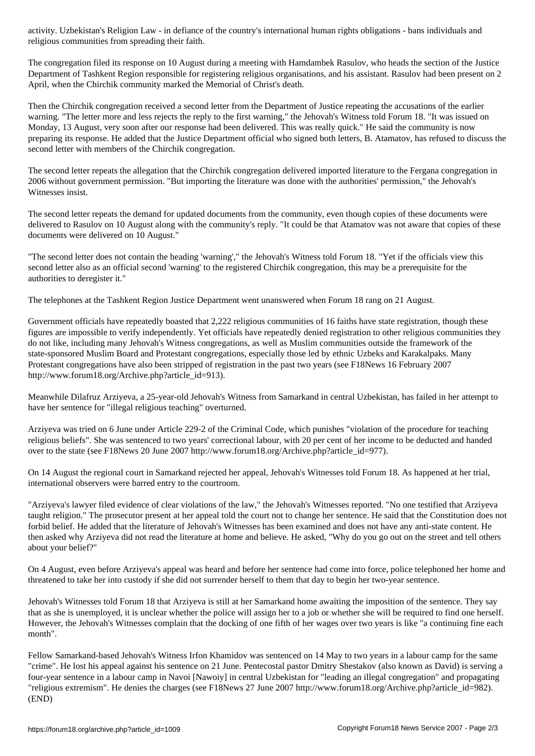activity. Uzbekistan's Religion Law - in defiance of the country's international human rights obligations - bans individuals and religious communities from spreading their faith.

The congregation filed its response on 10 August during a meeting with Hamdambek Rasulov, who heads the section of the Justice Department of Tashkent Region responsible for registering religious organisations, and his assistant. Rasulov had been present on 2 April, when the Chirchik community marked the Memorial of Christ's death.

Then the Chirchik congregation received a second letter from the Department of Justice repeating the accusations of the earlier warning. "The letter more and less rejects the reply to the first warning," the Jehovah's Witness told Forum 18. "It was issued on Monday, 13 August, very soon after our response had been delivered. This was really quick." He said the community is now preparing its response. He added that the Justice Department official who signed both letters, B. Atamatov, has refused to discuss the second letter with members of the Chirchik congregation.

The second letter repeats the allegation that the Chirchik congregation delivered imported literature to the Fergana congregation in 2006 without government permission. "But importing the literature was done with the authorities' permission," the Jehovah's Witnesses insist.

The second letter repeats the demand for updated documents from the community, even though copies of these documents were delivered to Rasulov on 10 August along with the community's reply. "It could be that Atamatov was not aware that copies of these documents were delivered on 10 August."

"The second letter does not contain the heading 'warning'," the Jehovah's Witness told Forum 18. "Yet if the officials view this second letter also as an official second 'warning' to the registered Chirchik congregation, this may be a prerequisite for the authorities to deregister it."

The telephones at the Tashkent Region Justice Department went unanswered when Forum 18 rang on 21 August.

Government officials have repeatedly boasted that 2,222 religious communities of 16 faiths have state registration, though these figures are impossible to verify independently. Yet officials have repeatedly denied registration to other religious communities they do not like, including many Jehovah's Witness congregations, as well as Muslim communities outside the framework of the state-sponsored Muslim Board and Protestant congregations, especially those led by ethnic Uzbeks and Karakalpaks. Many Protestant congregations have also been stripped of registration in the past two years (see F18News 16 February 2007 http://www.forum18.org/Archive.php?article_id=913).

Meanwhile Dilafruz Arziyeva, a 25-year-old Jehovah's Witness from Samarkand in central Uzbekistan, has failed in her attempt to have her sentence for "illegal religious teaching" overturned.

Arziyeva was tried on 6 June under Article 229-2 of the Criminal Code, which punishes "violation of the procedure for teaching religious beliefs". She was sentenced to two years' correctional labour, with 20 per cent of her income to be deducted and handed over to the state (see F18News 20 June 2007 http://www.forum18.org/Archive.php?article_id=977).

On 14 August the regional court in Samarkand rejected her appeal, Jehovah's Witnesses told Forum 18. As happened at her trial, international observers were barred entry to the courtroom.

"Arziyeva's lawyer filed evidence of clear violations of the law," the Jehovah's Witnesses reported. "No one testified that Arziyeva taught religion." The prosecutor present at her appeal told the court not to change her sentence. He said that the Constitution does not forbid belief. He added that the literature of Jehovah's Witnesses has been examined and does not have any anti-state content. He then asked why Arziyeva did not read the literature at home and believe. He asked, "Why do you go out on the street and tell others about your belief?"

On 4 August, even before Arziyeva's appeal was heard and before her sentence had come into force, police telephoned her home and threatened to take her into custody if she did not surrender herself to them that day to begin her two-year sentence.

Jehovah's Witnesses told Forum 18 that Arziyeva is still at her Samarkand home awaiting the imposition of the sentence. They say that as she is unemployed, it is unclear whether the police will assign her to a job or whether she will be required to find one herself. However, the Jehovah's Witnesses complain that the docking of one fifth of her wages over two years is like "a continuing fine each month".

Fellow Samarkand-based Jehovah's Witness Irfon Khamidov was sentenced on 14 May to two years in a labour camp for the same "crime". He lost his appeal against his sentence on 21 June. Pentecostal pastor Dmitry Shestakov (also known as David) is serving a four-year sentence in a labour camp in Navoi [Nawoiy] in central Uzbekistan for "leading an illegal congregation" and propagating "religious extremism". He denies the charges (see F18News 27 June 2007 http://www.forum18.org/Archive.php?article_id=982). (END)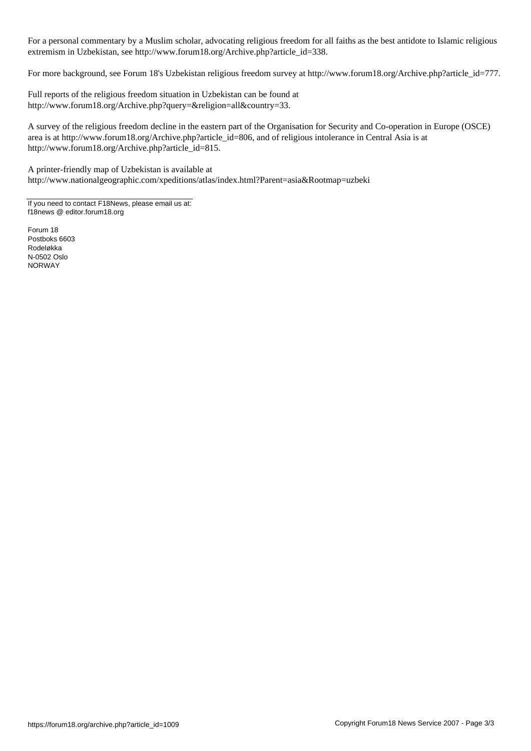For a personal commentary by a Muslim scholar, advocating religious freedom for all faiths as the best antidote to Islamic religious extremism in Uzbekistan, see http://www.forum18.org/Archive.php?article_id=338.

For more background, see Forum 18's Uzbekistan religious freedom survey at http://www.forum18.org/Archive.php?article_id=777.

Full reports of the religious freedom situation in Uzbekistan can be found at http://www.forum18.org/Archive.php?query=&religion=all&country=33.

A survey of the religious freedom decline in the eastern part of the Organisation for Security and Co-operation in Europe (OSCE) area is at http://www.forum18.org/Archive.php?article_id=806, and of religious intolerance in Central Asia is at http://www.forum18.org/Archive.php?article_id=815.

A printer-friendly map of Uzbekistan is available at http://www.nationalgeographic.com/xpeditions/atlas/index.html?Parent=asia&Rootmap=uzbeki

---

If you need to contact F18News, please email us at:
f18news @ editor.forum18.org

Forum 18
Postboks 6603
Rodeløkka
N-0502 Oslo
NORWAY